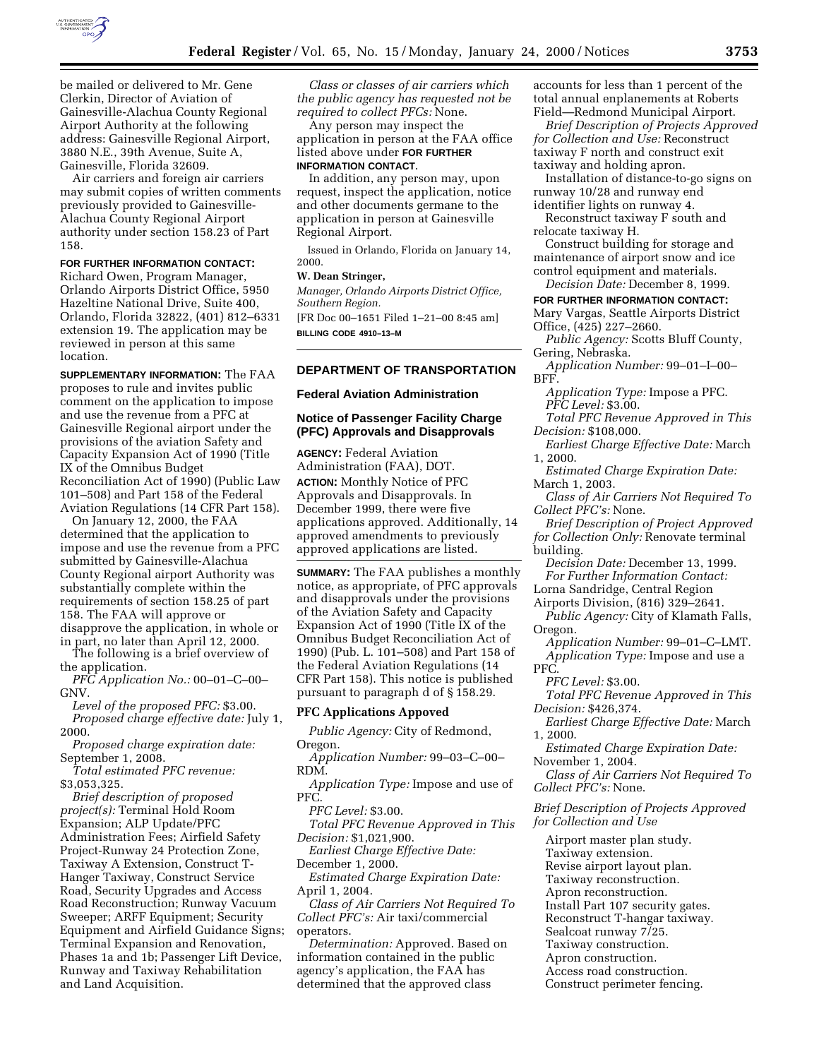be mailed or delivered to Mr. Gene Clerkin, Director of Aviation of Gainesville-Alachua County Regional Airport Authority at the following address: Gainesville Regional Airport, 3880 N.E., 39th Avenue, Suite A, Gainesville, Florida 32609.

Air carriers and foreign air carriers may submit copies of written comments previously provided to Gainesville-Alachua County Regional Airport authority under section 158.23 of Part 158.

**FOR FURTHER INFORMATION CONTACT:** Richard Owen, Program Manager, Orlando Airports District Office, 5950 Hazeltine National Drive, Suite 400, Orlando, Florida 32822, (401) 812–6331 extension 19. The application may be reviewed in person at this same location.

**SUPPLEMENTARY INFORMATION:** The FAA proposes to rule and invites public comment on the application to impose and use the revenue from a PFC at Gainesville Regional airport under the provisions of the aviation Safety and Capacity Expansion Act of 1990 (Title IX of the Omnibus Budget Reconciliation Act of 1990) (Public Law 101–508) and Part 158 of the Federal Aviation Regulations (14 CFR Part 158).

On January 12, 2000, the FAA determined that the application to impose and use the revenue from a PFC submitted by Gainesville-Alachua County Regional airport Authority was substantially complete within the requirements of section 158.25 of part 158. The FAA will approve or disapprove the application, in whole or in part, no later than April 12, 2000.

The following is a brief overview of the application.

*PFC Application No.:* 00–01–C–00–GNV.

*Level of the proposed PFC:* $3.00.

*Proposed charge effective date:* July 1, 2000.

*Proposed charge expiration date:* September 1, 2008.

*Total estimated PFC revenue:* $3,053,325.

*Brief description of proposed project(s):* Terminal Hold Room Expansion; ALP Update/PFC Administration Fees; Airfield Safety Project-Runway 24 Protection Zone, Taxiway A Extension, Construct T-Hanger Taxiway, Construct Service Road, Security Upgrades and Access Road Reconstruction; Runway Vacuum Sweeper; ARFF Equipment; Security Equipment and Airfield Guidance Signs; Terminal Expansion and Renovation, Phases 1a and 1b; Passenger Lift Device, Runway and Taxiway Rehabilitation and Land Acquisition.

*Class or classes of air carriers which the public agency has requested not be required to collect PFCs:* None.

Any person may inspect the application in person at the FAA office listed above under **FOR FURTHER INFORMATION CONTACT**.

In addition, any person may, upon request, inspect the application, notice and other documents germane to the application in person at Gainesville Regional Airport.

Issued in Orlando, Florida on January 14, 2000.

**W. Dean Stringer,**

*Manager, Orlando Airports District Office, Southern Region.*

[FR Doc 00–1651 Filed 1–21–00 8:45 am]

**BILLING CODE 4910–13–M**

---

## DEPARTMENT OF TRANSPORTATION

### Federal Aviation Administration

### Notice of Passenger Facility Charge (PFC) Approvals and Disapprovals

**AGENCY:** Federal Aviation Administration (FAA), DOT.

**ACTION:** Monthly Notice of PFC Approvals and Disapprovals. In December 1999, there were five applications approved. Additionally, 14 approved amendments to previously approved applications are listed.

**SUMMARY:** The FAA publishes a monthly notice, as appropriate, of PFC approvals and disapprovals under the provisions of the Aviation Safety and Capacity Expansion Act of 1990 (Title IX of the Omnibus Budget Reconciliation Act of 1990) (Pub. L. 101–508) and Part 158 of the Federal Aviation Regulations (14 CFR Part 158). This notice is published pursuant to paragraph d of § 158.29.

#### PFC Applications Appoved

*Public Agency:* City of Redmond, Oregon.

*Application Number:* 99–03–C–00–RDM.

*Application Type:* Impose and use of PFC.

*PFC Level:* $3.00.

*Total PFC Revenue Approved in This Decision:* $1,021,900.

*Earliest Charge Effective Date:* December 1, 2000.

*Estimated Charge Expiration Date:* April 1, 2004.

*Class of Air Carriers Not Required To Collect PFC's:* Air taxi/commercial operators.

*Determination:* Approved. Based on information contained in the public agency's application, the FAA has determined that the approved class accounts for less than 1 percent of the total annual enplanements at Roberts Field—Redmond Municipal Airport.

*Brief Description of Projects Approved for Collection and Use:* Reconstruct taxiway F north and construct exit taxiway and holding apron.

Installation of distance-to-go signs on runway 10/28 and runway end identifier lights on runway 4.

Reconstruct taxiway F south and relocate taxiway H.

Construct building for storage and maintenance of airport snow and ice control equipment and materials.

*Decision Date:* December 8, 1999.

**FOR FURTHER INFORMATION CONTACT:** Mary Vargas, Seattle Airports District Office, (425) 227–2660.

*Public Agency:* Scotts Bluff County, Gering, Nebraska.

*Application Number:* 99–01–I–00–BFF.

*Application Type:* Impose a PFC.

*PFC Level:* $3.00.

*Total PFC Revenue Approved in This Decision:* $108,000.

*Earliest Charge Effective Date:* March 1, 2000.

*Estimated Charge Expiration Date:* March 1, 2003.

*Class of Air Carriers Not Required To Collect PFC's:* None.

*Brief Description of Project Approved for Collection Only:* Renovate terminal building.

*Decision Date:* December 13, 1999.

*For Further Information Contact:* Lorna Sandridge, Central Region Airports Division, (816) 329–2641.

*Public Agency:* City of Klamath Falls, Oregon.

*Application Number:* 99–01–C–LMT.

*Application Type:* Impose and use a PFC.

*PFC Level:* $3.00.

*Total PFC Revenue Approved in This Decision:* $426,374.

*Earliest Charge Effective Date:* March 1, 2000.

*Estimated Charge Expiration Date:* November 1, 2004.

*Class of Air Carriers Not Required To Collect PFC's:* None.

*Brief Description of Projects Approved for Collection and Use*

Airport master plan study.
Taxiway extension.
Revise airport layout plan.
Taxiway reconstruction.
Apron reconstruction.
Install Part 107 security gates.
Reconstruct T-hangar taxiway.
Sealcoat runway 7/25.
Taxiway construction.
Apron construction.
Access road construction.
Construct perimeter fencing.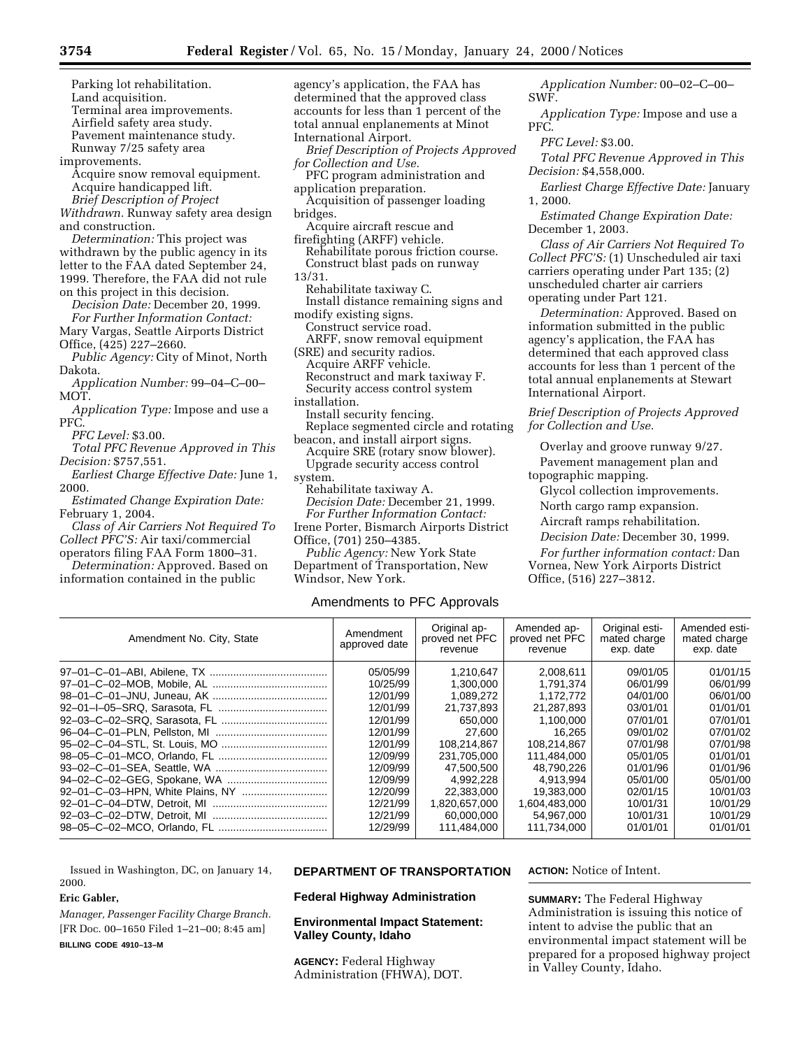Parking lot rehabilitation.
Land acquisition.
Terminal area improvements.
Airfield safety area study.
Pavement maintenance study.
Runway 7/25 safety area improvements.
Acquire snow removal equipment.
Acquire handicapped lift.

*Brief Description of Project Withdrawn.* Runway safety area design and construction.

*Determination:* This project was withdrawn by the public agency in its letter to the FAA dated September 24, 1999. Therefore, the FAA did not rule on this project in this decision.

*Decision Date:* December 20, 1999.

*For Further Information Contact:* Mary Vargas, Seattle Airports District Office, (425) 227–2660.

*Public Agency:* City of Minot, North Dakota.

*Application Number:* 99–04–C–00–MOT.

*Application Type:* Impose and use a PFC.

*PFC Level:* $3.00.

*Total PFC Revenue Approved in This Decision:* $757,551.

*Earliest Charge Effective Date:* June 1, 2000.

*Estimated Change Expiration Date:* February 1, 2004.

*Class of Air Carriers Not Required To Collect PFC'S:* Air taxi/commercial operators filing FAA Form 1800–31.

*Determination:* Approved. Based on information contained in the public agency's application, the FAA has determined that the approved class accounts for less than 1 percent of the total annual enplanements at Minot International Airport.

*Brief Description of Projects Approved for Collection and Use.*

PFC program administration and application preparation.
Acquisition of passenger loading bridges.
Acquire aircraft rescue and firefighting (ARFF) vehicle.
Rehabilitate porous friction course.
Construct blast pads on runway 13/31.
Rehabilitate taxiway C.
Install distance remaining signs and modify existing signs.
Construct service road.
ARFF, snow removal equipment (SRE) and security radios.
Acquire ARFF vehicle.
Reconstruct and mark taxiway F.
Security access control system installation.
Install security fencing.
Replace segmented circle and rotating beacon, and install airport signs.
Acquire SRE (rotary snow blower).
Upgrade security access control system.
Rehabilitate taxiway A.

*Decision Date:* December 21, 1999.

*For Further Information Contact:* Irene Porter, Bismarch Airports District Office, (701) 250–4385.

*Public Agency:* New York State Department of Transportation, New Windsor, New York.

*Application Number:* 00–02–C–00–SWF.

*Application Type:* Impose and use a PFC.

*PFC Level:* $3.00.

*Total PFC Revenue Approved in This Decision:* $4,558,000.

*Earliest Charge Effective Date:* January 1, 2000.

*Estimated Change Expiration Date:* December 1, 2003.

*Class of Air Carriers Not Required To Collect PFC'S:* (1) Unscheduled air taxi carriers operating under Part 135; (2) unscheduled charter air carriers operating under Part 121.

*Determination:* Approved. Based on information submitted in the public agency's application, the FAA has determined that each approved class accounts for less than 1 percent of the total annual enplanements at Stewart International Airport.

*Brief Description of Projects Approved for Collection and Use.*

Overlay and groove runway 9/27.
Pavement management plan and topographic mapping.
Glycol collection improvements.
North cargo ramp expansion.
Aircraft ramps rehabilitation.

*Decision Date:* December 30, 1999.

*For further information contact:* Dan Vornea, New York Airports District Office, (516) 227–3812.

Amendments to PFC Approvals

| Amendment No. City, State | Amendment approved date | Original approved net PFC revenue | Amended approved net PFC revenue | Original estimated charge exp. date | Amended estimated charge exp. date |
|---|---|---|---|---|---|
| 97–01–C–01–ABI, Abilene, TX | 05/05/99 | 1,210,647 | 2,008,611 | 09/01/05 | 01/01/15 |
| 97–01–C–02–MOB, Mobile, AL | 10/25/99 | 1,300,000 | 1,791,374 | 06/01/99 | 06/01/99 |
| 98–01–C–01–JNU, Juneau, AK | 12/01/99 | 1,089,272 | 1,172,772 | 04/01/00 | 06/01/00 |
| 92–01–I–05–SRQ, Sarasota, FL | 12/01/99 | 21,737,893 | 21,287,893 | 03/01/01 | 01/01/01 |
| 92–03–C–02–SRQ, Sarasota, FL | 12/01/99 | 650,000 | 1,100,000 | 07/01/01 | 07/01/01 |
| 96–04–C–01–PLN, Pellston, MI | 12/01/99 | 27,600 | 16,265 | 09/01/02 | 07/01/02 |
| 95–02–C–04–STL, St. Louis, MO | 12/01/99 | 108,214,867 | 108,214,867 | 07/01/98 | 07/01/98 |
| 98–05–C–01–MCO, Orlando, FL | 12/09/99 | 231,705,000 | 111,484,000 | 05/01/05 | 01/01/01 |
| 93–02–C–01–SEA, Seattle, WA | 12/09/99 | 47,500,500 | 48,790,226 | 01/01/96 | 01/01/96 |
| 94–02–C–02–GEG, Spokane, WA | 12/09/99 | 4,992,228 | 4,913,994 | 05/01/00 | 05/01/00 |
| 92–01–C–03–HPN, White Plains, NY | 12/20/99 | 22,383,000 | 19,383,000 | 02/01/15 | 10/01/03 |
| 92–01–C–04–DTW, Detroit, MI | 12/21/99 | 1,820,657,000 | 1,604,483,000 | 10/01/31 | 10/01/29 |
| 92–03–C–02–DTW, Detroit, MI | 12/21/99 | 60,000,000 | 54,967,000 | 10/01/31 | 10/01/29 |
| 98–05–C–02–MCO, Orlando, FL | 12/29/99 | 111,484,000 | 111,734,000 | 01/01/01 | 01/01/01 |

Issued in Washington, DC, on January 14, 2000.

**Eric Gabler,**

*Manager, Passenger Facility Charge Branch.*

[FR Doc. 00–1650 Filed 1–21–00; 8:45 am]

**BILLING CODE 4910–13–M**

## DEPARTMENT OF TRANSPORTATION

### Federal Highway Administration

### Environmental Impact Statement: Valley County, Idaho

**AGENCY:** Federal Highway Administration (FHWA), DOT.

**ACTION:** Notice of Intent.

**SUMMARY:** The Federal Highway Administration is issuing this notice of intent to advise the public that an environmental impact statement will be prepared for a proposed highway project in Valley County, Idaho.